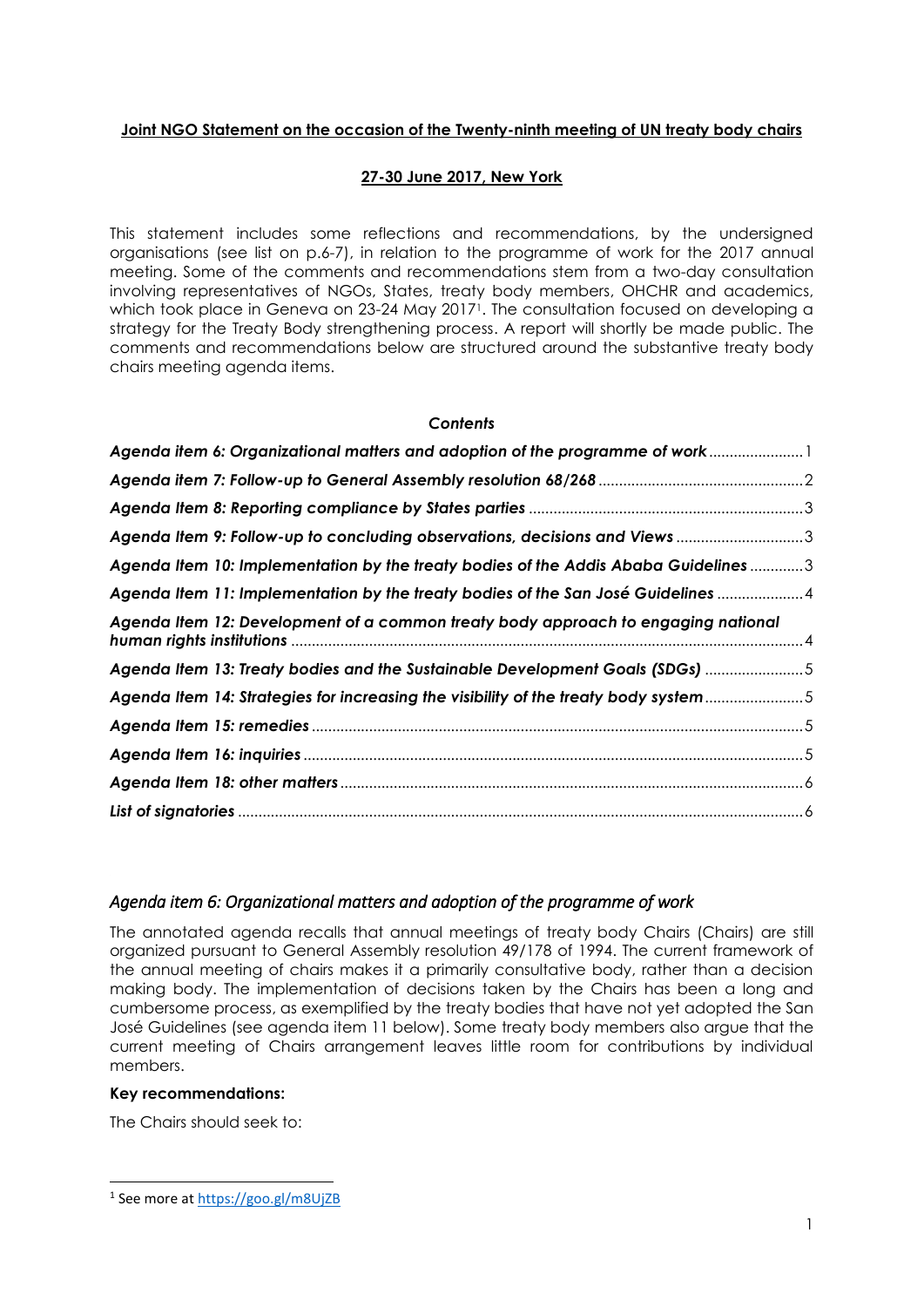**Joint NGO Statement on the occasion of the Twenty-ninth meeting of UN treaty body chairs**

**27-30 June 2017, New York**

This statement includes some reflections and recommendations, by the undersigned organisations (see list on p.6-7), in relation to the programme of work for the 2017 annual meeting. Some of the comments and recommendations stem from a two-day consultation involving representatives of NGOs, States, treaty body members, OHCHR and academics, which took place in Geneva on 23-24 May 2017[1]. The consultation focused on developing a strategy for the Treaty Body strengthening process. A report will shortly be made public. The comments and recommendations below are structured around the substantive treaty body chairs meeting agenda items.

***Contents***

- ***Agenda item 6: Organizational matters and adoption of the programme of work*** ....... 1
- ***Agenda item 7: Follow-up to General Assembly resolution 68/268*** ....... 2
- ***Agenda Item 8: Reporting compliance by States parties*** ....... 3
- ***Agenda Item 9: Follow-up to concluding observations, decisions and Views*** ....... 3
- ***Agenda Item 10: Implementation by the treaty bodies of the Addis Ababa Guidelines*** ....... 3
- ***Agenda Item 11: Implementation by the treaty bodies of the San José Guidelines*** ....... 4
- ***Agenda Item 12: Development of a common treaty body approach to engaging national human rights institutions*** ....... 4
- ***Agenda Item 13: Treaty bodies and the Sustainable Development Goals (SDGs)*** ....... 5
- ***Agenda Item 14: Strategies for increasing the visibility of the treaty body system*** ....... 5
- ***Agenda Item 15: remedies*** ....... 5
- ***Agenda Item 16: inquiries*** ....... 5
- ***Agenda Item 18: other matters*** ....... 6
- ***List of signatories*** ....... 6

## *Agenda item 6: Organizational matters and adoption of the programme of work*

The annotated agenda recalls that annual meetings of treaty body Chairs (Chairs) are still organized pursuant to General Assembly resolution 49/178 of 1994. The current framework of the annual meeting of chairs makes it a primarily consultative body, rather than a decision making body. The implementation of decisions taken by the Chairs has been a long and cumbersome process, as exemplified by the treaty bodies that have not yet adopted the San José Guidelines (see agenda item 11 below). Some treaty body members also argue that the current meeting of Chairs arrangement leaves little room for contributions by individual members.

**Key recommendations:**

The Chairs should seek to:

[1] See more at https://goo.gl/m8UjZB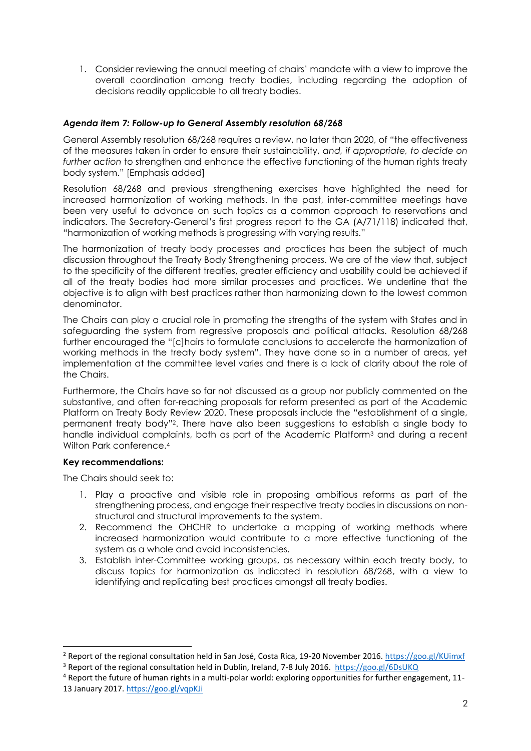1. Consider reviewing the annual meeting of chairs' mandate with a view to improve the overall coordination among treaty bodies, including regarding the adoption of decisions readily applicable to all treaty bodies.

### *Agenda item 7: Follow-up to General Assembly resolution 68/268*

General Assembly resolution 68/268 requires a review, no later than 2020, of "the effectiveness of the measures taken in order to ensure their sustainability, *and, if appropriate, to decide on further action* to strengthen and enhance the effective functioning of the human rights treaty body system." [Emphasis added]

Resolution 68/268 and previous strengthening exercises have highlighted the need for increased harmonization of working methods. In the past, inter-committee meetings have been very useful to advance on such topics as a common approach to reservations and indicators. The Secretary-General's first progress report to the GA (A/71/118) indicated that, "harmonization of working methods is progressing with varying results."

The harmonization of treaty body processes and practices has been the subject of much discussion throughout the Treaty Body Strengthening process. We are of the view that, subject to the specificity of the different treaties, greater efficiency and usability could be achieved if all of the treaty bodies had more similar processes and practices. We underline that the objective is to align with best practices rather than harmonizing down to the lowest common denominator.

The Chairs can play a crucial role in promoting the strengths of the system with States and in safeguarding the system from regressive proposals and political attacks. Resolution 68/268 further encouraged the "[c]hairs to formulate conclusions to accelerate the harmonization of working methods in the treaty body system". They have done so in a number of areas, yet implementation at the committee level varies and there is a lack of clarity about the role of the Chairs.

Furthermore, the Chairs have so far not discussed as a group nor publicly commented on the substantive, and often far-reaching proposals for reform presented as part of the Academic Platform on Treaty Body Review 2020. These proposals include the "establishment of a single, permanent treaty body"[2]. There have also been suggestions to establish a single body to handle individual complaints, both as part of the Academic Platform[3] and during a recent Wilton Park conference.[4]

**Key recommendations:**

The Chairs should seek to:

1. Play a proactive and visible role in proposing ambitious reforms as part of the strengthening process, and engage their respective treaty bodies in discussions on non-structural and structural improvements to the system.
2. Recommend the OHCHR to undertake a mapping of working methods where increased harmonization would contribute to a more effective functioning of the system as a whole and avoid inconsistencies.
3. Establish inter-Committee working groups, as necessary within each treaty body, to discuss topics for harmonization as indicated in resolution 68/268, with a view to identifying and replicating best practices amongst all treaty bodies.

---

[2] Report of the regional consultation held in San José, Costa Rica, 19-20 November 2016. https://goo.gl/KUimxf

[3] Report of the regional consultation held in Dublin, Ireland, 7-8 July 2016. https://goo.gl/6DsUKQ

[4] Report the future of human rights in a multi-polar world: exploring opportunities for further engagement, 11-13 January 2017. https://goo.gl/vqpKJi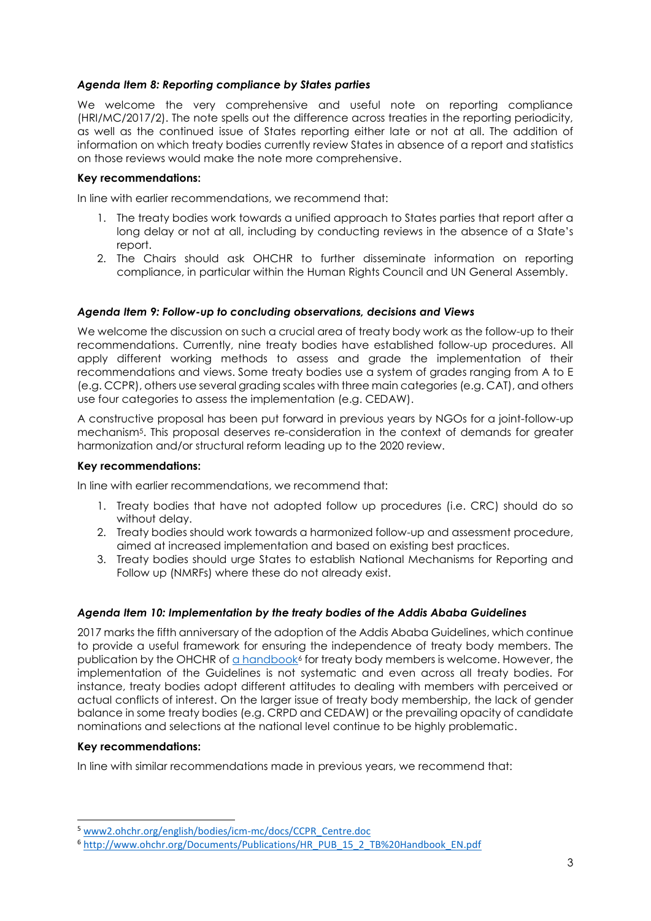### *Agenda Item 8: Reporting compliance by States parties*

We welcome the very comprehensive and useful note on reporting compliance (HRI/MC/2017/2). The note spells out the difference across treaties in the reporting periodicity, as well as the continued issue of States reporting either late or not at all. The addition of information on which treaty bodies currently review States in absence of a report and statistics on those reviews would make the note more comprehensive.

**Key recommendations:**

In line with earlier recommendations, we recommend that:

1. The treaty bodies work towards a unified approach to States parties that report after a long delay or not at all, including by conducting reviews in the absence of a State's report.
2. The Chairs should ask OHCHR to further disseminate information on reporting compliance, in particular within the Human Rights Council and UN General Assembly.

### *Agenda Item 9: Follow-up to concluding observations, decisions and Views*

We welcome the discussion on such a crucial area of treaty body work as the follow-up to their recommendations. Currently, nine treaty bodies have established follow-up procedures. All apply different working methods to assess and grade the implementation of their recommendations and views. Some treaty bodies use a system of grades ranging from A to E (e.g. CCPR), others use several grading scales with three main categories (e.g. CAT), and others use four categories to assess the implementation (e.g. CEDAW).

A constructive proposal has been put forward in previous years by NGOs for a joint-follow-up mechanism[5]. This proposal deserves re-consideration in the context of demands for greater harmonization and/or structural reform leading up to the 2020 review.

**Key recommendations:**

In line with earlier recommendations, we recommend that:

1. Treaty bodies that have not adopted follow up procedures (i.e. CRC) should do so without delay.
2. Treaty bodies should work towards a harmonized follow-up and assessment procedure, aimed at increased implementation and based on existing best practices.
3. Treaty bodies should urge States to establish National Mechanisms for Reporting and Follow up (NMRFs) where these do not already exist.

### *Agenda Item 10: Implementation by the treaty bodies of the Addis Ababa Guidelines*

2017 marks the fifth anniversary of the adoption of the Addis Ababa Guidelines, which continue to provide a useful framework for ensuring the independence of treaty body members. The publication by the OHCHR of [a handbook](http://www.ohchr.org/Documents/Publications/HR_PUB_15_2_TB%20Handbook_EN.pdf)[6] for treaty body members is welcome. However, the implementation of the Guidelines is not systematic and even across all treaty bodies. For instance, treaty bodies adopt different attitudes to dealing with members with perceived or actual conflicts of interest. On the larger issue of treaty body membership, the lack of gender balance in some treaty bodies (e.g. CRPD and CEDAW) or the prevailing opacity of candidate nominations and selections at the national level continue to be highly problematic.

**Key recommendations:**

In line with similar recommendations made in previous years, we recommend that:

---

[5] www2.ohchr.org/english/bodies/icm-mc/docs/CCPR_Centre.doc

[6] http://www.ohchr.org/Documents/Publications/HR_PUB_15_2_TB%20Handbook_EN.pdf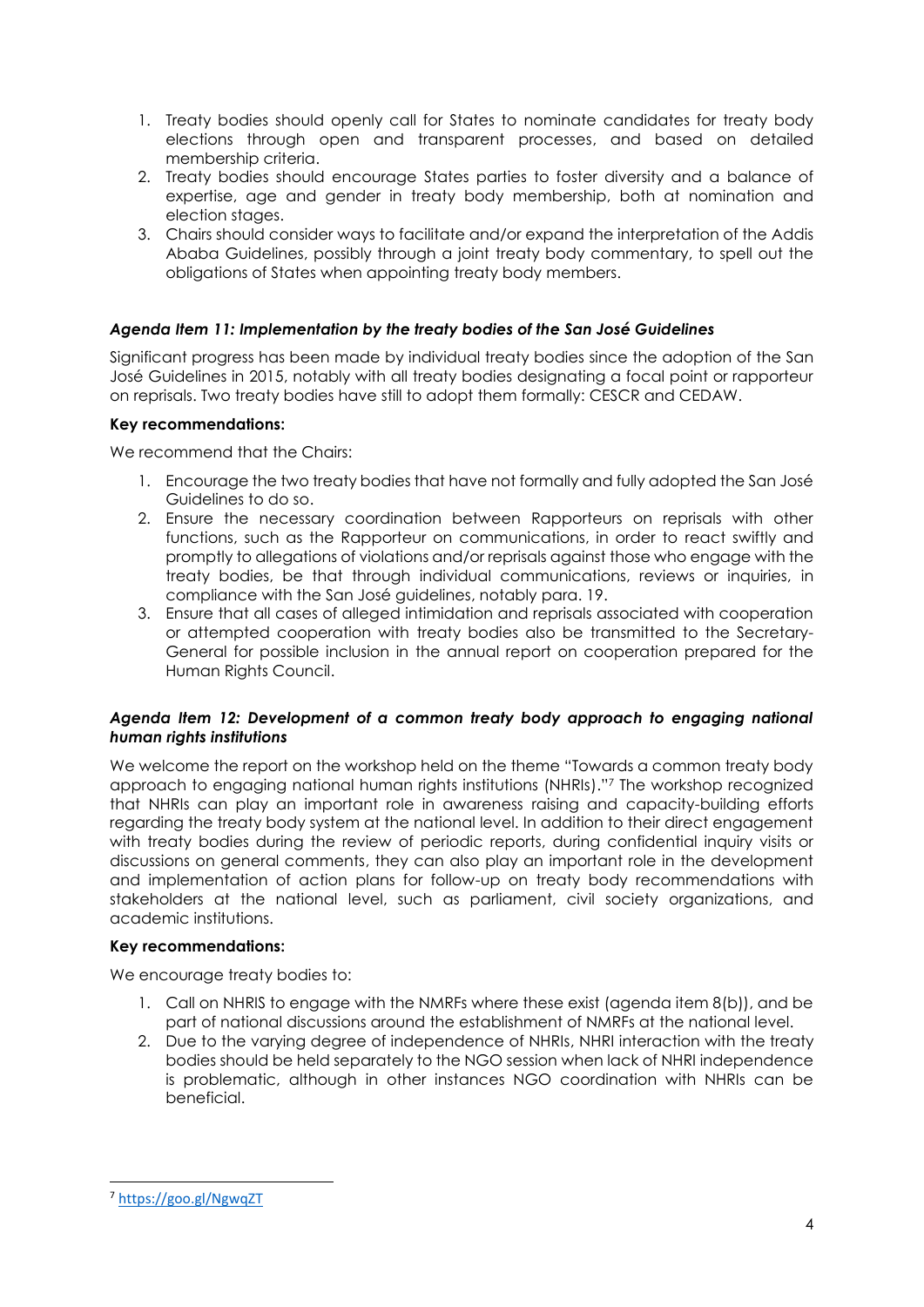1. Treaty bodies should openly call for States to nominate candidates for treaty body elections through open and transparent processes, and based on detailed membership criteria.
2. Treaty bodies should encourage States parties to foster diversity and a balance of expertise, age and gender in treaty body membership, both at nomination and election stages.
3. Chairs should consider ways to facilitate and/or expand the interpretation of the Addis Ababa Guidelines, possibly through a joint treaty body commentary, to spell out the obligations of States when appointing treaty body members.

### *Agenda Item 11: Implementation by the treaty bodies of the San José Guidelines*

Significant progress has been made by individual treaty bodies since the adoption of the San José Guidelines in 2015, notably with all treaty bodies designating a focal point or rapporteur on reprisals. Two treaty bodies have still to adopt them formally: CESCR and CEDAW.

**Key recommendations:**

We recommend that the Chairs:

1. Encourage the two treaty bodies that have not formally and fully adopted the San José Guidelines to do so.
2. Ensure the necessary coordination between Rapporteurs on reprisals with other functions, such as the Rapporteur on communications, in order to react swiftly and promptly to allegations of violations and/or reprisals against those who engage with the treaty bodies, be that through individual communications, reviews or inquiries, in compliance with the San José guidelines, notably para. 19.
3. Ensure that all cases of alleged intimidation and reprisals associated with cooperation or attempted cooperation with treaty bodies also be transmitted to the Secretary-General for possible inclusion in the annual report on cooperation prepared for the Human Rights Council.

### *Agenda Item 12: Development of a common treaty body approach to engaging national human rights institutions*

We welcome the report on the workshop held on the theme "Towards a common treaty body approach to engaging national human rights institutions (NHRIs)."[7] The workshop recognized that NHRIs can play an important role in awareness raising and capacity-building efforts regarding the treaty body system at the national level. In addition to their direct engagement with treaty bodies during the review of periodic reports, during confidential inquiry visits or discussions on general comments, they can also play an important role in the development and implementation of action plans for follow-up on treaty body recommendations with stakeholders at the national level, such as parliament, civil society organizations, and academic institutions.

**Key recommendations:**

We encourage treaty bodies to:

1. Call on NHRIS to engage with the NMRFs where these exist (agenda item 8(b)), and be part of national discussions around the establishment of NMRFs at the national level.
2. Due to the varying degree of independence of NHRIs, NHRI interaction with the treaty bodies should be held separately to the NGO session when lack of NHRI independence is problematic, although in other instances NGO coordination with NHRIs can be beneficial.

---

[7] https://goo.gl/NgwqZT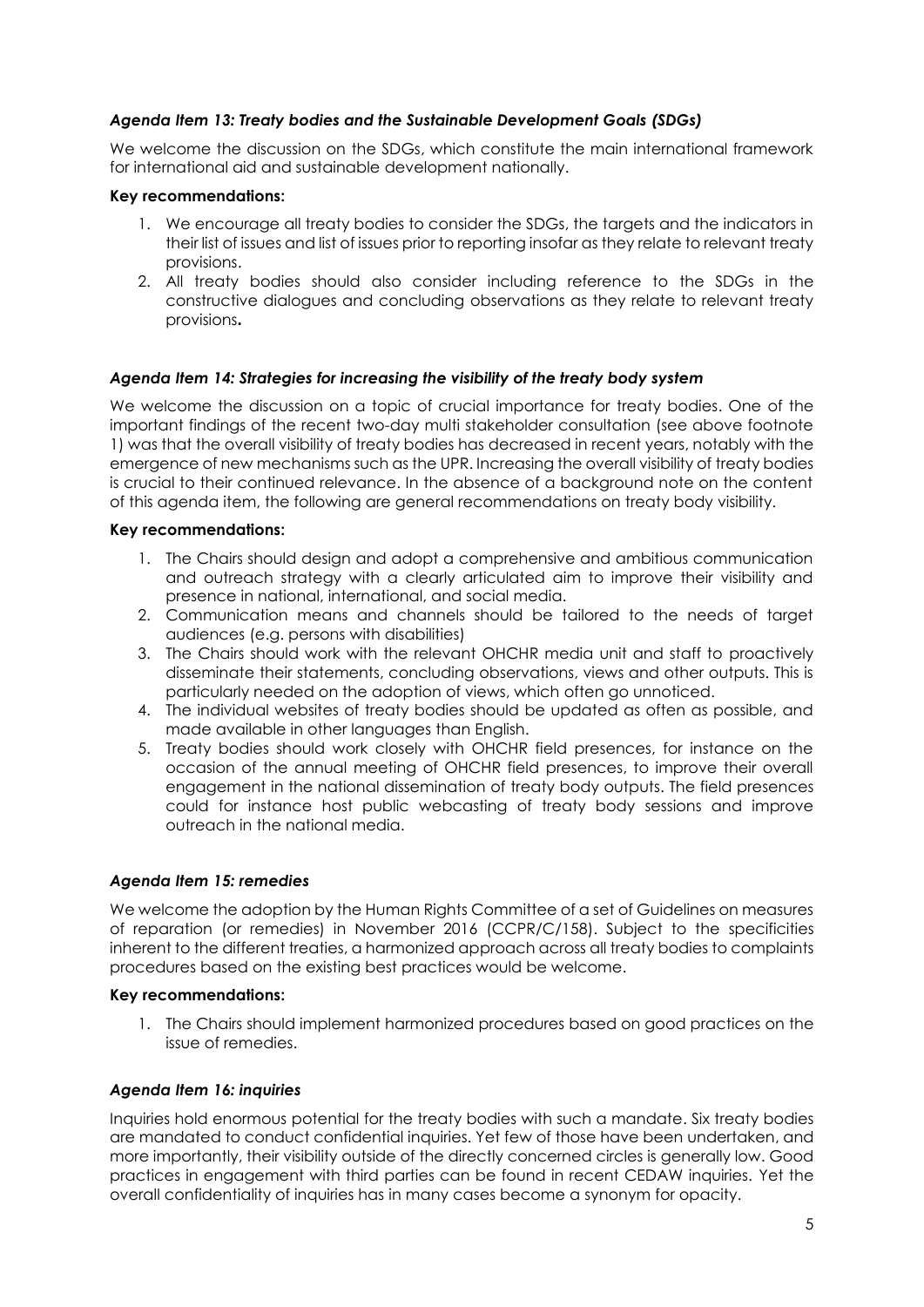### *Agenda Item 13: Treaty bodies and the Sustainable Development Goals (SDGs)*

We welcome the discussion on the SDGs, which constitute the main international framework for international aid and sustainable development nationally.

**Key recommendations:**

1. We encourage all treaty bodies to consider the SDGs, the targets and the indicators in their list of issues and list of issues prior to reporting insofar as they relate to relevant treaty provisions.
2. All treaty bodies should also consider including reference to the SDGs in the constructive dialogues and concluding observations as they relate to relevant treaty provisions**.**

### *Agenda Item 14: Strategies for increasing the visibility of the treaty body system*

We welcome the discussion on a topic of crucial importance for treaty bodies. One of the important findings of the recent two-day multi stakeholder consultation (see above footnote 1) was that the overall visibility of treaty bodies has decreased in recent years, notably with the emergence of new mechanisms such as the UPR. Increasing the overall visibility of treaty bodies is crucial to their continued relevance. In the absence of a background note on the content of this agenda item, the following are general recommendations on treaty body visibility.

**Key recommendations:**

1. The Chairs should design and adopt a comprehensive and ambitious communication and outreach strategy with a clearly articulated aim to improve their visibility and presence in national, international, and social media.
2. Communication means and channels should be tailored to the needs of target audiences (e.g. persons with disabilities)
3. The Chairs should work with the relevant OHCHR media unit and staff to proactively disseminate their statements, concluding observations, views and other outputs. This is particularly needed on the adoption of views, which often go unnoticed.
4. The individual websites of treaty bodies should be updated as often as possible, and made available in other languages than English.
5. Treaty bodies should work closely with OHCHR field presences, for instance on the occasion of the annual meeting of OHCHR field presences, to improve their overall engagement in the national dissemination of treaty body outputs. The field presences could for instance host public webcasting of treaty body sessions and improve outreach in the national media.

### *Agenda Item 15: remedies*

We welcome the adoption by the Human Rights Committee of a set of Guidelines on measures of reparation (or remedies) in November 2016 (CCPR/C/158). Subject to the specificities inherent to the different treaties, a harmonized approach across all treaty bodies to complaints procedures based on the existing best practices would be welcome.

**Key recommendations:**

1. The Chairs should implement harmonized procedures based on good practices on the issue of remedies.

### *Agenda Item 16: inquiries*

Inquiries hold enormous potential for the treaty bodies with such a mandate. Six treaty bodies are mandated to conduct confidential inquiries. Yet few of those have been undertaken, and more importantly, their visibility outside of the directly concerned circles is generally low. Good practices in engagement with third parties can be found in recent CEDAW inquiries. Yet the overall confidentiality of inquiries has in many cases become a synonym for opacity.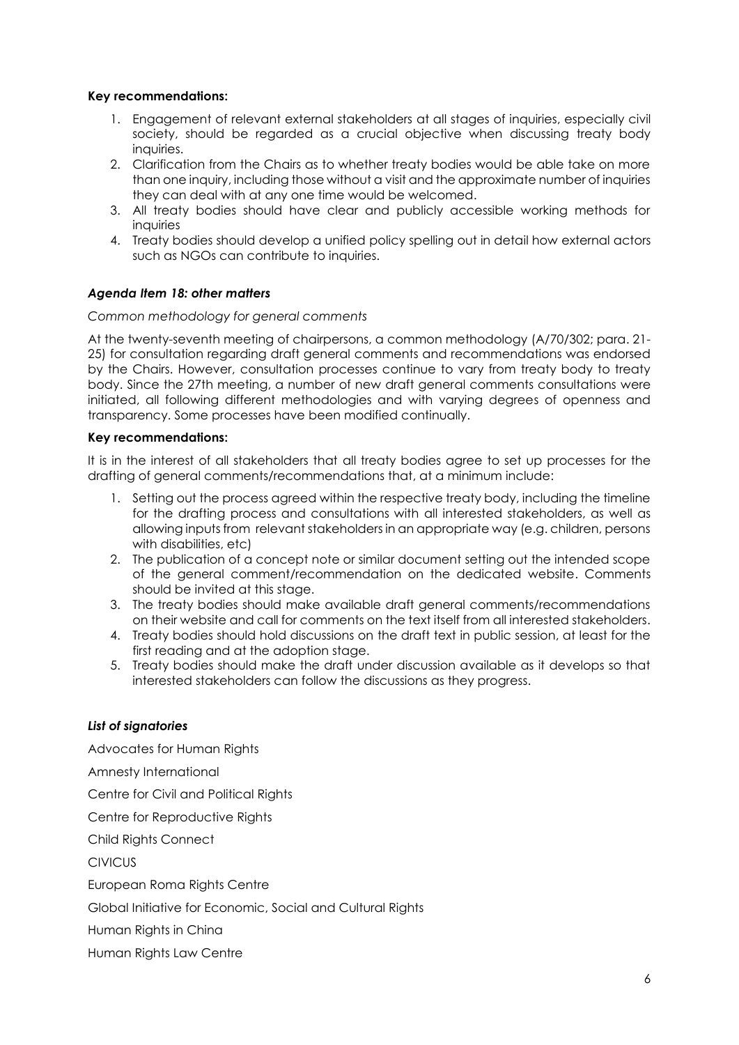**Key recommendations:**

1. Engagement of relevant external stakeholders at all stages of inquiries, especially civil society, should be regarded as a crucial objective when discussing treaty body inquiries.
2. Clarification from the Chairs as to whether treaty bodies would be able take on more than one inquiry, including those without a visit and the approximate number of inquiries they can deal with at any one time would be welcomed.
3. All treaty bodies should have clear and publicly accessible working methods for inquiries
4. Treaty bodies should develop a unified policy spelling out in detail how external actors such as NGOs can contribute to inquiries.

***Agenda Item 18: other matters***

*Common methodology for general comments*

At the twenty-seventh meeting of chairpersons, a common methodology (A/70/302; para. 21-25) for consultation regarding draft general comments and recommendations was endorsed by the Chairs. However, consultation processes continue to vary from treaty body to treaty body. Since the 27th meeting, a number of new draft general comments consultations were initiated, all following different methodologies and with varying degrees of openness and transparency. Some processes have been modified continually.

**Key recommendations:**

It is in the interest of all stakeholders that all treaty bodies agree to set up processes for the drafting of general comments/recommendations that, at a minimum include:

1. Setting out the process agreed within the respective treaty body, including the timeline for the drafting process and consultations with all interested stakeholders, as well as allowing inputs from relevant stakeholders in an appropriate way (e.g. children, persons with disabilities, etc)
2. The publication of a concept note or similar document setting out the intended scope of the general comment/recommendation on the dedicated website. Comments should be invited at this stage.
3. The treaty bodies should make available draft general comments/recommendations on their website and call for comments on the text itself from all interested stakeholders.
4. Treaty bodies should hold discussions on the draft text in public session, at least for the first reading and at the adoption stage.
5. Treaty bodies should make the draft under discussion available as it develops so that interested stakeholders can follow the discussions as they progress.

***List of signatories***

Advocates for Human Rights

Amnesty International

Centre for Civil and Political Rights

Centre for Reproductive Rights

Child Rights Connect

CIVICUS

European Roma Rights Centre

Global Initiative for Economic, Social and Cultural Rights

Human Rights in China

Human Rights Law Centre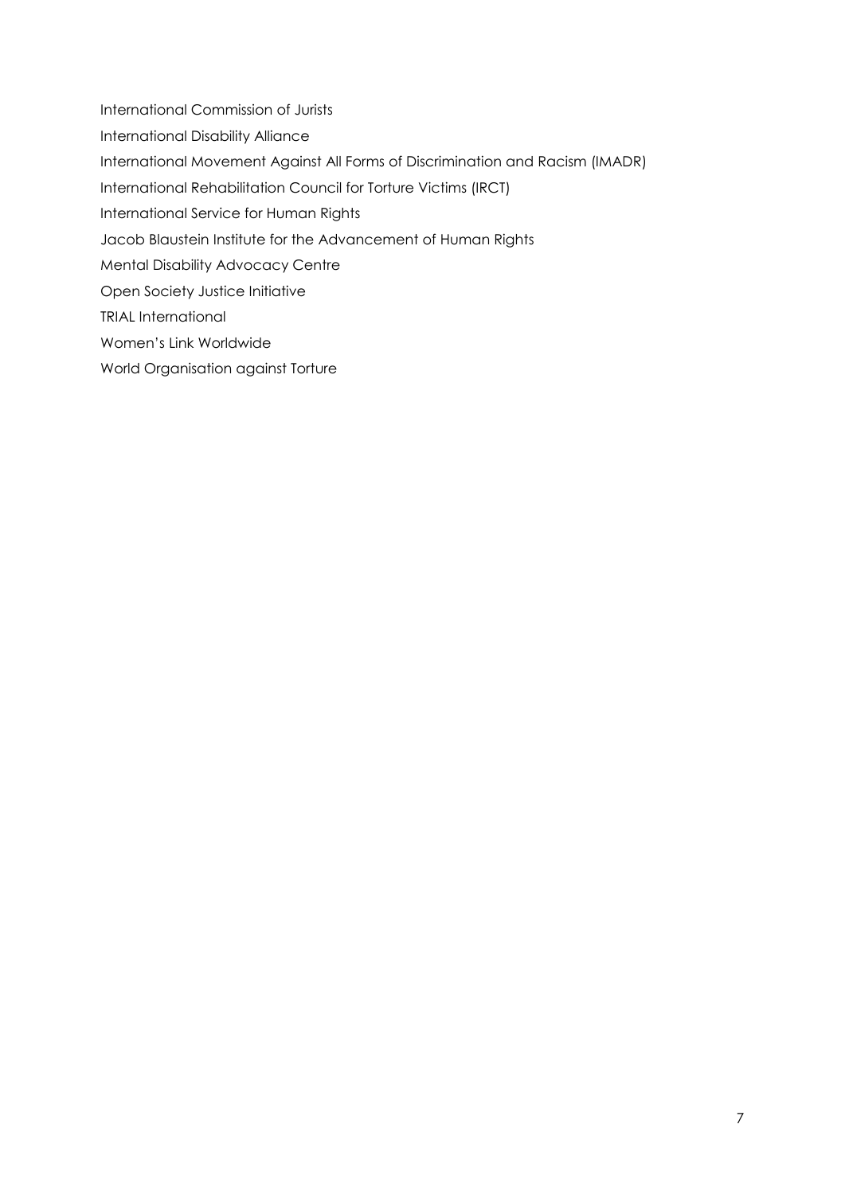International Commission of Jurists

International Disability Alliance

International Movement Against All Forms of Discrimination and Racism (IMADR)

International Rehabilitation Council for Torture Victims (IRCT)

International Service for Human Rights

Jacob Blaustein Institute for the Advancement of Human Rights

Mental Disability Advocacy Centre

Open Society Justice Initiative

TRIAL International

Women's Link Worldwide

World Organisation against Torture